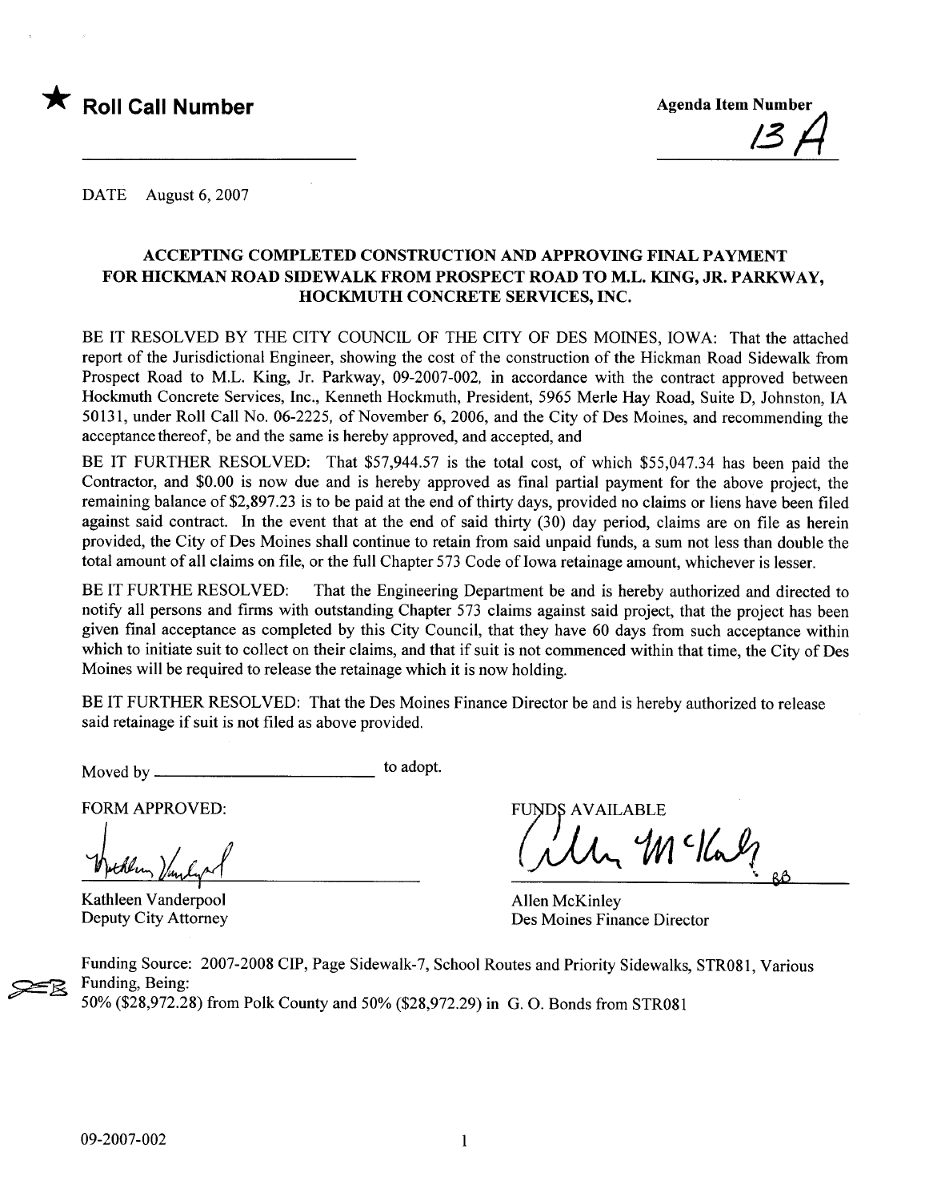★ **Roll Call Number**

Agenda Item Number

13 A

DATE August 6, 2007

## ACCEPTING COMPLETED CONSTRUCTION AND APPROVING FINAL PAYMENT FOR HICKMAN ROAD SIDEWALK FROM PROSPECT ROAD TO M.L. KING, JR. PARKWAY, HOCKMUTH CONCRETE SERVICES, INC.

BE IT RESOLVED BY THE CITY COUNCIL OF THE CITY OF DES MOINES, IOWA: That the attached report of the Jurisdictional Engineer, showing the cost of the construction of the Hickman Road Sidewalk from Prospect Road to M.L. King, Jr. Parkway, 09-2007-002, in accordance with the contract approved between Hockmuth Concrete Services, Inc., Kenneth Hockmuth, President, 5965 Merle Hay Road, Suite D, Johnston, IA 50131, under Roll Call No. 06-2225, of November 6, 2006, and the City of Des Moines, and recommending the acceptance thereof, be and the same is hereby approved, and accepted, and

BE IT FURTHER RESOLVED: That $57,944.57 is the total cost, of which $55,047.34 has been paid the Contractor, and $0.00 is now due and is hereby approved as final partial payment for the above project, the remaining balance of $2,897.23 is to be paid at the end of thirty days, provided no claims or liens have been filed against said contract. In the event that at the end of said thirty (30) day period, claims are on file as herein provided, the City of Des Moines shall continue to retain from said unpaid funds, a sum not less than double the total amount of all claims on file, or the full Chapter 573 Code of Iowa retainage amount, whichever is lesser.

BE IT FURTHE RESOLVED: That the Engineering Department be and is hereby authorized and directed to notify all persons and firms with outstanding Chapter 573 claims against said project, that the project has been given final acceptance as completed by this City Council, that they have 60 days from such acceptance within which to initiate suit to collect on their claims, and that if suit is not commenced within that time, the City of Des Moines will be required to release the retainage which it is now holding.

BE IT FURTHER RESOLVED: That the Des Moines Finance Director be and is hereby authorized to release said retainage if suit is not filed as above provided.

Moved by ________________________ to adopt.

FORM APPROVED:

Kathleen Vanderpool
Deputy City Attorney

FUNDS AVAILABLE

Allen McKinley
Des Moines Finance Director

Funding Source: 2007-2008 CIP, Page Sidewalk-7, School Routes and Priority Sidewalks, STR081, Various Funding, Being:
50% ($28,972.28) from Polk County and 50% ($28,972.29) in G. O. Bonds from STR081

09-2007-002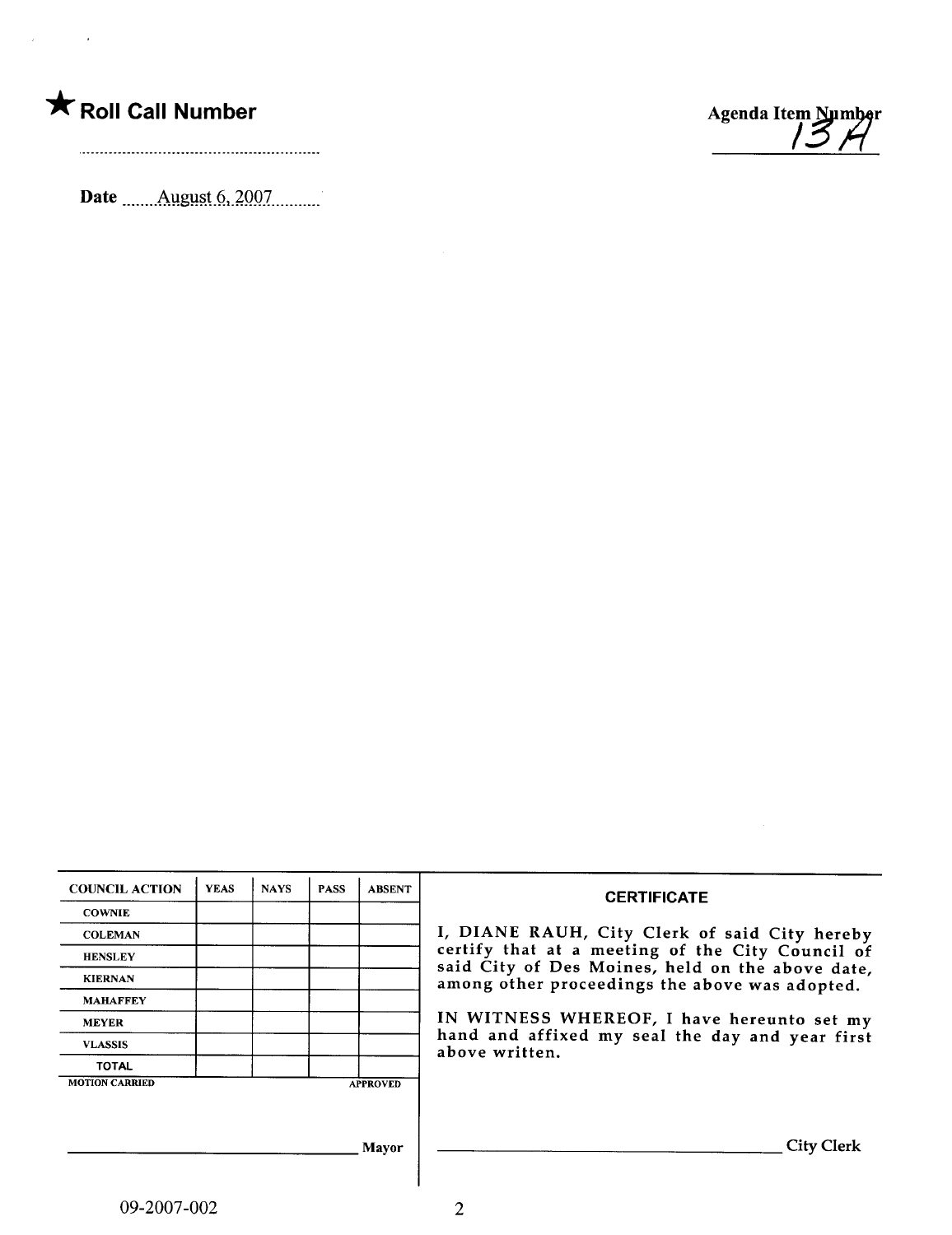★ **Roll Call Number**

..........................................................

**Agenda Item Number**
13A

**Date** ......August 6, 2007..........

| COUNCIL ACTION | YEAS | NAYS | PASS | ABSENT |
|---|---|---|---|---|
| COWNIE | | | | |
| COLEMAN | | | | |
| HENSLEY | | | | |
| KIERNAN | | | | |
| MAHAFFEY | | | | |
| MEYER | | | | |
| VLASSIS | | | | |
| TOTAL | | | | |

MOTION CARRIED APPROVED

______________________________ Mayor

**CERTIFICATE**

I, DIANE RAUH, City Clerk of said City hereby certify that at a meeting of the City Council of said City of Des Moines, held on the above date, among other proceedings the above was adopted.

IN WITNESS WHEREOF, I have hereunto set my hand and affixed my seal the day and year first above written.

______________________________ City Clerk

09-2007-002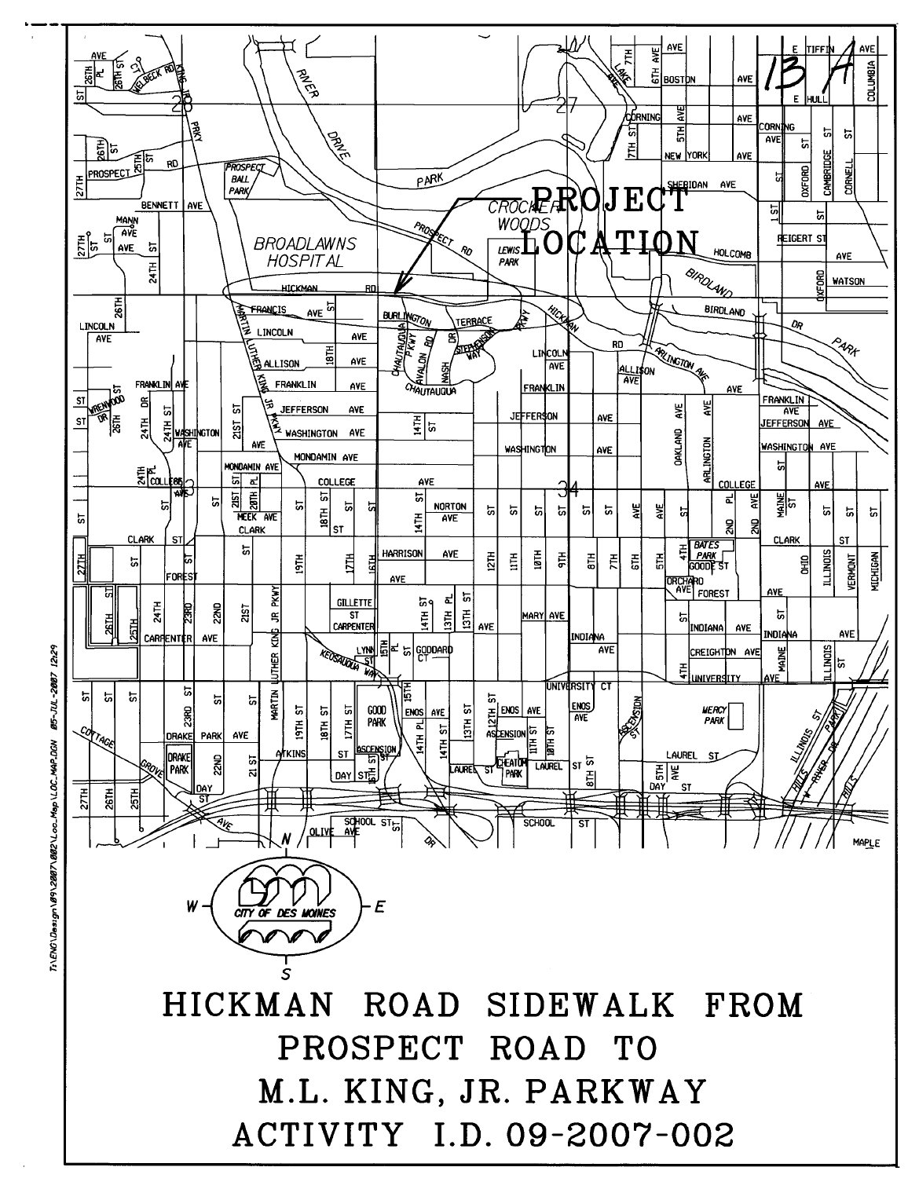13A

PROJECT LOCATION

# HICKMAN ROAD SIDEWALK FROM PROSPECT ROAD TO M.L. KING, JR. PARKWAY

# ACTIVITY I.D. 09-2007-002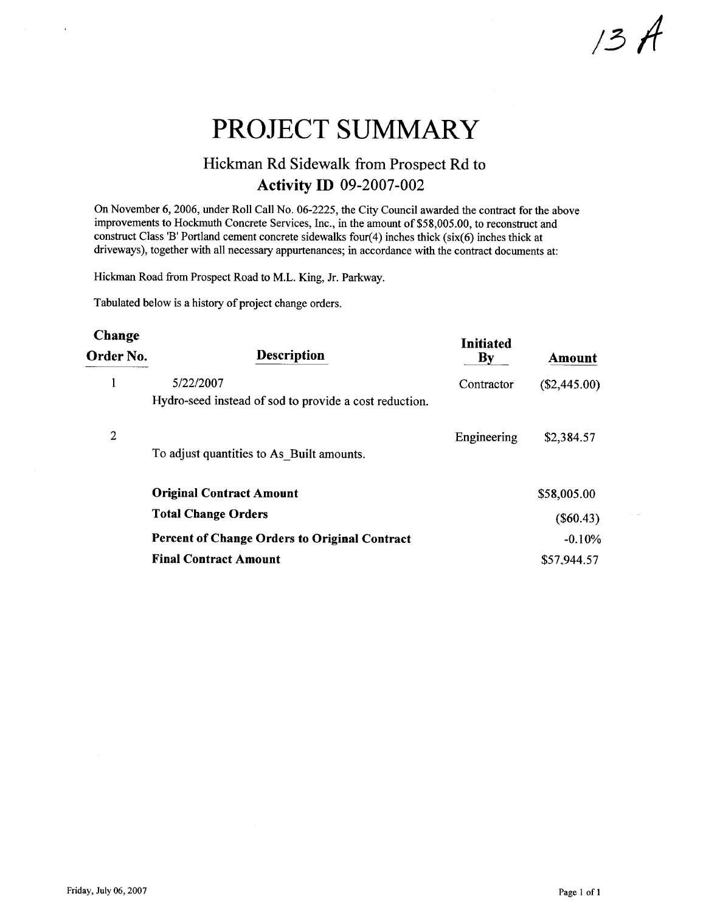13 A

# PROJECT SUMMARY

## Hickman Rd Sidewalk from Prospect Rd to

### Activity ID 09-2007-002

On November 6, 2006, under Roll Call No. 06-2225, the City Council awarded the contract for the above improvements to Hockmuth Concrete Services, Inc., in the amount of $58,005.00, to reconstruct and construct Class 'B' Portland cement concrete sidewalks four(4) inches thick (six(6) inches thick at driveways), together with all necessary appurtenances; in accordance with the contract documents at:

Hickman Road from Prospect Road to M.L. King, Jr. Parkway.

Tabulated below is a history of project change orders.

| Change Order No. | Description | Initiated By | Amount |
|---|---|---|---|
| 1 | 5/22/2007<br>Hydro-seed instead of sod to provide a cost reduction. | Contractor | ($2,445.00) |
| 2 | To adjust quantities to As_Built amounts. | Engineering | $2,384.57 |
| | **Original Contract Amount** | | $58,005.00 |
| | **Total Change Orders** | | ($60.43) |
| | **Percent of Change Orders to Original Contract** | | -0.10% |
| | **Final Contract Amount** | | $57,944.57 |

Friday, July 06, 2007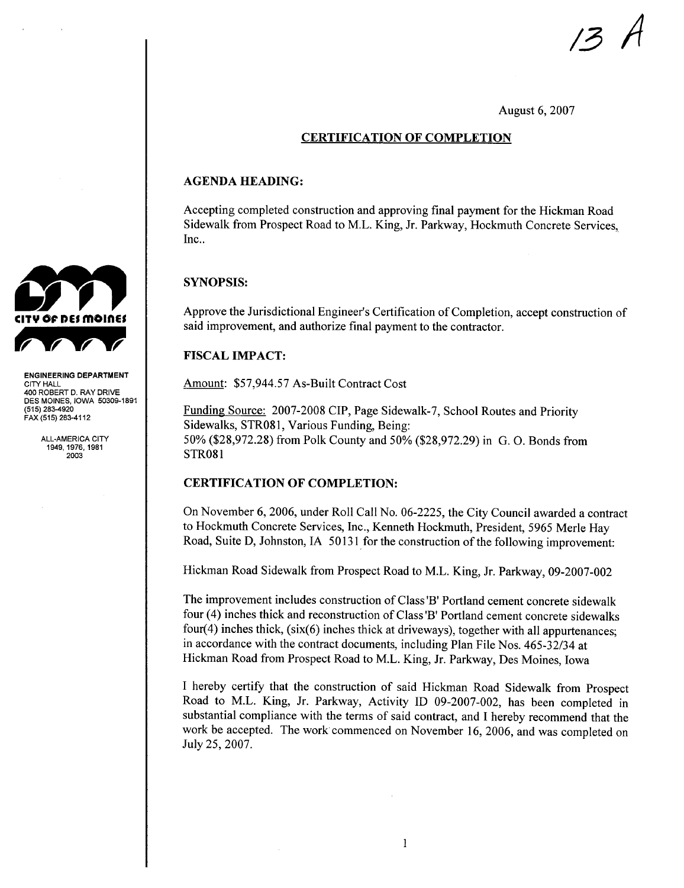13 A

August 6, 2007

## CERTIFICATION OF COMPLETION

**ENGINEERING DEPARTMENT**
CITY HALL
400 ROBERT D. RAY DRIVE
DES MOINES, IOWA 50309-1891
(515) 283-4920
FAX (515) 283-4112

ALL-AMERICA CITY
1949, 1976, 1981
2003

### AGENDA HEADING:

Accepting completed construction and approving final payment for the Hickman Road Sidewalk from Prospect Road to M.L. King, Jr. Parkway, Hockmuth Concrete Services, Inc..

### SYNOPSIS:

Approve the Jurisdictional Engineer's Certification of Completion, accept construction of said improvement, and authorize final payment to the contractor.

### FISCAL IMPACT:

Amount: $57,944.57 As-Built Contract Cost

Funding Source: 2007-2008 CIP, Page Sidewalk-7, School Routes and Priority Sidewalks, STR081, Various Funding, Being:
50% ($28,972.28) from Polk County and 50% ($28,972.29) in G. O. Bonds from STR081

### CERTIFICATION OF COMPLETION:

On November 6, 2006, under Roll Call No. 06-2225, the City Council awarded a contract to Hockmuth Concrete Services, Inc., Kenneth Hockmuth, President, 5965 Merle Hay Road, Suite D, Johnston, IA 50131 for the construction of the following improvement:

Hickman Road Sidewalk from Prospect Road to M.L. King, Jr. Parkway, 09-2007-002

The improvement includes construction of Class 'B' Portland cement concrete sidewalk four (4) inches thick and reconstruction of Class 'B' Portland cement concrete sidewalks four(4) inches thick, (six(6) inches thick at driveways), together with all appurtenances; in accordance with the contract documents, including Plan File Nos. 465-32/34 at Hickman Road from Prospect Road to M.L. King, Jr. Parkway, Des Moines, Iowa

I hereby certify that the construction of said Hickman Road Sidewalk from Prospect Road to M.L. King, Jr. Parkway, Activity ID 09-2007-002, has been completed in substantial compliance with the terms of said contract, and I hereby recommend that the work be accepted. The work commenced on November 16, 2006, and was completed on July 25, 2007.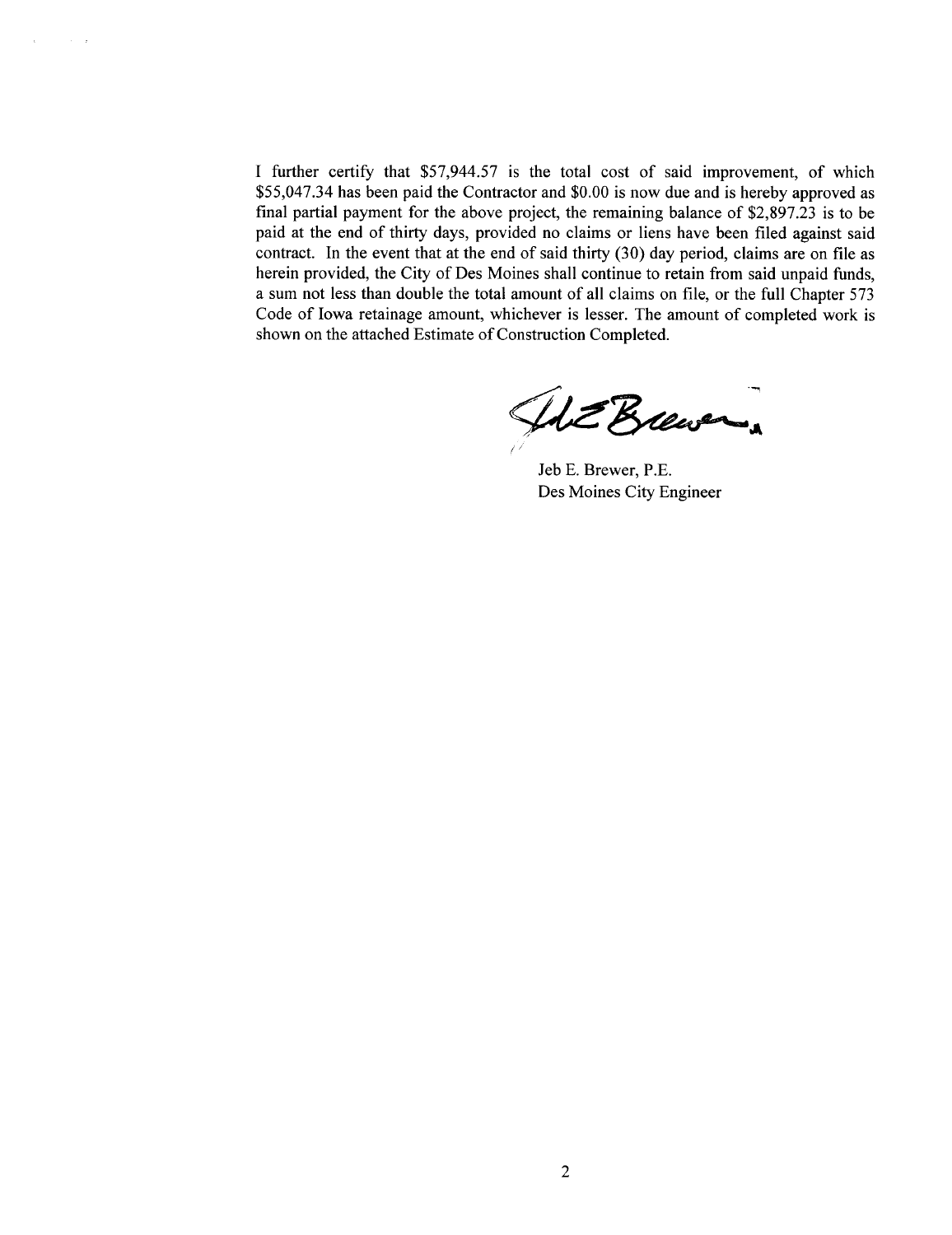I further certify that $57,944.57 is the total cost of said improvement, of which $55,047.34 has been paid the Contractor and $0.00 is now due and is hereby approved as final partial payment for the above project, the remaining balance of $2,897.23 is to be paid at the end of thirty days, provided no claims or liens have been filed against said contract. In the event that at the end of said thirty (30) day period, claims are on file as herein provided, the City of Des Moines shall continue to retain from said unpaid funds, a sum not less than double the total amount of all claims on file, or the full Chapter 573 Code of Iowa retainage amount, whichever is lesser. The amount of completed work is shown on the attached Estimate of Construction Completed.

Jeb E. Brewer, P.E.
Des Moines City Engineer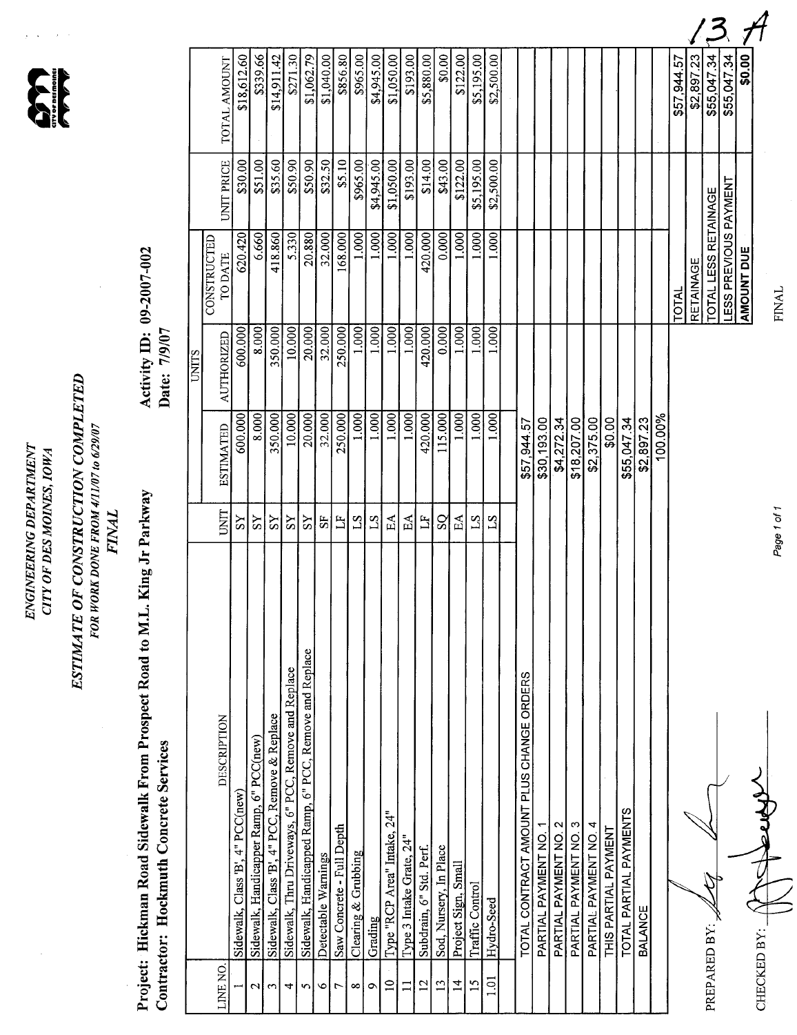13 A

*ENGINEERING DEPARTMENT*
*CITY OF DES MOINES, IOWA*

# *ESTIMATE OF CONSTRUCTION COMPLETED*

*FOR WORK DONE FROM 4/11/07 to 6/29/07*

***FINAL***

**Project: Hickman Road Sidewalk From Prospect Road to M.L. King Jr Parkway** **Activity ID: 09-2007-002**
**Contractor: Hockmuth Concrete Services** **Date: 7/9/07**

| LINE NO. | DESCRIPTION | UNIT | UNITS ESTIMATED | UNITS AUTHORIZED | UNITS CONSTRUCTED TO DATE | UNIT PRICE | TOTAL AMOUNT |
|---|---|---|---|---|---|---|---|
| 1 | Sidewalk, Class 'B', 4" PCC(new) | SY | 600.000 | 600.000 | 620.420 | $30.00 | $18,612.60 |
| 2 | Sidewalk, Handicapper Ramp, 6" PCC(new) | SY | 8.000 | 8.000 | 6.660 | $51.00 | $339.66 |
| 3 | Sidewalk, Class 'B', 4" PCC, Remove & Replace | SY | 350.000 | 350.000 | 418.860 | $35.60 | $14,911.42 |
| 4 | Sidewalk, Thru Driveways, 6" PCC, Remove and Replace | SY | 10.000 | 10.000 | 5.330 | $50.90 | $271.30 |
| 5 | Sidewalk, Handicapped Ramp, 6" PCC, Remove and Replace | SY | 20.000 | 20.000 | 20.880 | $50.90 | $1,062.79 |
| 6 | Detectable Warnings | SF | 32.000 | 32.000 | 32.000 | $32.50 | $1,040.00 |
| 7 | Saw Concrete - Full Depth | LF | 250.000 | 250.000 | 168.000 | $5.10 | $856.80 |
| 8 | Clearing & Grubbing | LS | 1.000 | 1.000 | 1.000 | $965.00 | $965.00 |
| 9 | Grading | LS | 1.000 | 1.000 | 1.000 | $4,945.00 | $4,945.00 |
| 10 | Type "RCP Area" Intake, 24" | EA | 1.000 | 1.000 | 1.000 | $1,050.00 | $1,050.00 |
| 11 | Type 3 Intake Grate, 24" | EA | 1.000 | 1.000 | 1.000 | $193.00 | $193.00 |
| 12 | Subdrain, 6" Std. Perf. | LF | 420.000 | 420.000 | 420.000 | $14.00 | $5,880.00 |
| 13 | Sod, Nursery, In Place | SQ | 115.000 | 0.000 | 0.000 | $43.00 | $0.00 |
| 14 | Project Sign, Small | EA | 1.000 | 1.000 | 1.000 | $122.00 | $122.00 |
| 15 | Traffic Control | LS | 1.000 | 1.000 | 1.000 | $5,195.00 | $5,195.00 |
| 1.01 | Hydro-Seed | LS | 1.000 | 1.000 | 1.000 | $2,500.00 | $2,500.00 |

| | | | |
|---|---|---|---|
| TOTAL CONTRACT AMOUNT PLUS CHANGE ORDERS | $57,944.57 | TOTAL | $57,944.57 |
| PARTIAL PAYMENT NO. 1 | $30,193.00 | RETAINAGE | $2,897.23 |
| PARTIAL PAYMENT NO. 2 | $4,272.34 | TOTAL LESS RETAINAGE | $55,047.34 |
| PARTIAL PAYMENT NO. 3 | $18,207.00 | LESS PREVIOUS PAYMENT | $55,047.34 |
| PARTIAL PAYMENT NO. 4 | $2,375.00 | **AMOUNT DUE** | **$0.00** |
| THIS PARTIAL PAYMENT | $0.00 | | |
| TOTAL PARTIAL PAYMENTS | $55,047.34 | | |
| BALANCE | $2,897.23 | | |
| | 100.00% | | |

PREPARED BY: ______________

CHECKED BY: ______________

FINAL